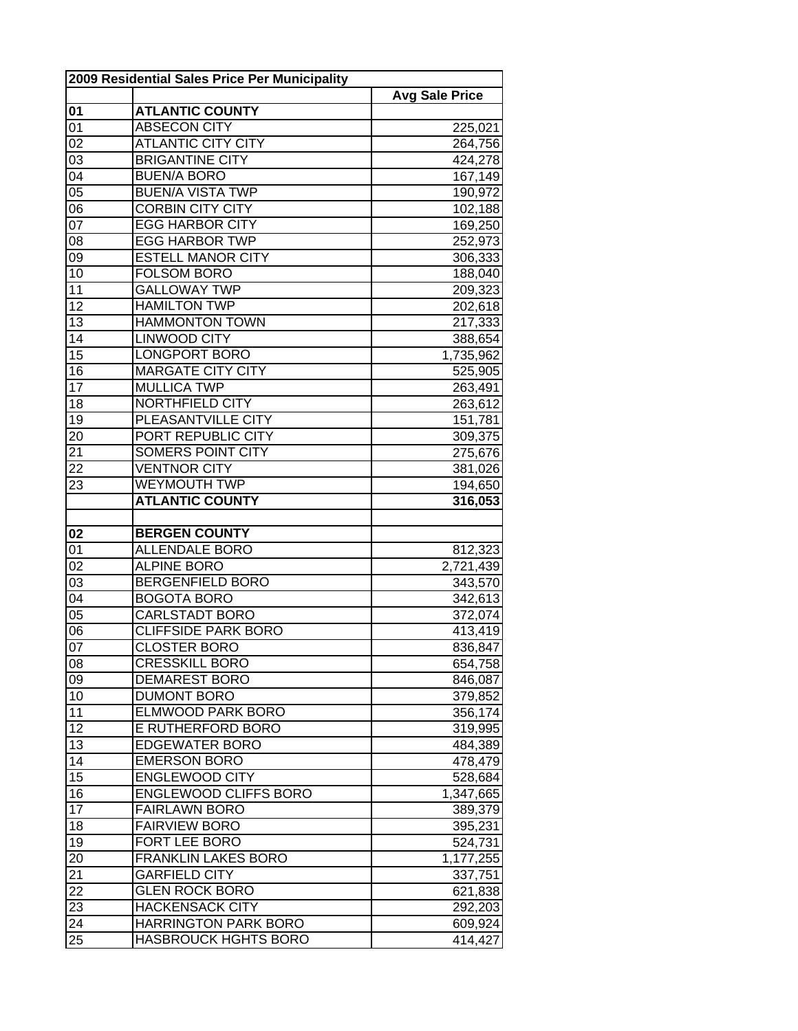| 2009 Residential Sales Price Per Municipality | | |
|---|---|---|
| | | **Avg Sale Price** |
| **01** | **ATLANTIC COUNTY** | |
| 01 | ABSECON CITY | 225,021 |
| 02 | ATLANTIC CITY CITY | 264,756 |
| 03 | BRIGANTINE CITY | 424,278 |
| 04 | BUEN/A BORO | 167,149 |
| 05 | BUEN/A VISTA TWP | 190,972 |
| 06 | CORBIN CITY CITY | 102,188 |
| 07 | EGG HARBOR CITY | 169,250 |
| 08 | EGG HARBOR TWP | 252,973 |
| 09 | ESTELL MANOR CITY | 306,333 |
| 10 | FOLSOM BORO | 188,040 |
| 11 | GALLOWAY TWP | 209,323 |
| 12 | HAMILTON TWP | 202,618 |
| 13 | HAMMONTON TOWN | 217,333 |
| 14 | LINWOOD CITY | 388,654 |
| 15 | LONGPORT BORO | 1,735,962 |
| 16 | MARGATE CITY CITY | 525,905 |
| 17 | MULLICA TWP | 263,491 |
| 18 | NORTHFIELD CITY | 263,612 |
| 19 | PLEASANTVILLE CITY | 151,781 |
| 20 | PORT REPUBLIC CITY | 309,375 |
| 21 | SOMERS POINT CITY | 275,676 |
| 22 | VENTNOR CITY | 381,026 |
| 23 | WEYMOUTH TWP | 194,650 |
| | **ATLANTIC COUNTY** | **316,053** |
| | | |
| **02** | **BERGEN COUNTY** | |
| 01 | ALLENDALE BORO | 812,323 |
| 02 | ALPINE BORO | 2,721,439 |
| 03 | BERGENFIELD BORO | 343,570 |
| 04 | BOGOTA BORO | 342,613 |
| 05 | CARLSTADT BORO | 372,074 |
| 06 | CLIFFSIDE PARK BORO | 413,419 |
| 07 | CLOSTER BORO | 836,847 |
| 08 | CRESSKILL BORO | 654,758 |
| 09 | DEMAREST BORO | 846,087 |
| 10 | DUMONT BORO | 379,852 |
| 11 | ELMWOOD PARK BORO | 356,174 |
| 12 | E RUTHERFORD BORO | 319,995 |
| 13 | EDGEWATER BORO | 484,389 |
| 14 | EMERSON BORO | 478,479 |
| 15 | ENGLEWOOD CITY | 528,684 |
| 16 | ENGLEWOOD CLIFFS BORO | 1,347,665 |
| 17 | FAIRLAWN BORO | 389,379 |
| 18 | FAIRVIEW BORO | 395,231 |
| 19 | FORT LEE BORO | 524,731 |
| 20 | FRANKLIN LAKES BORO | 1,177,255 |
| 21 | GARFIELD CITY | 337,751 |
| 22 | GLEN ROCK BORO | 621,838 |
| 23 | HACKENSACK CITY | 292,203 |
| 24 | HARRINGTON PARK BORO | 609,924 |
| 25 | HASBROUCK HGHTS BORO | 414,427 |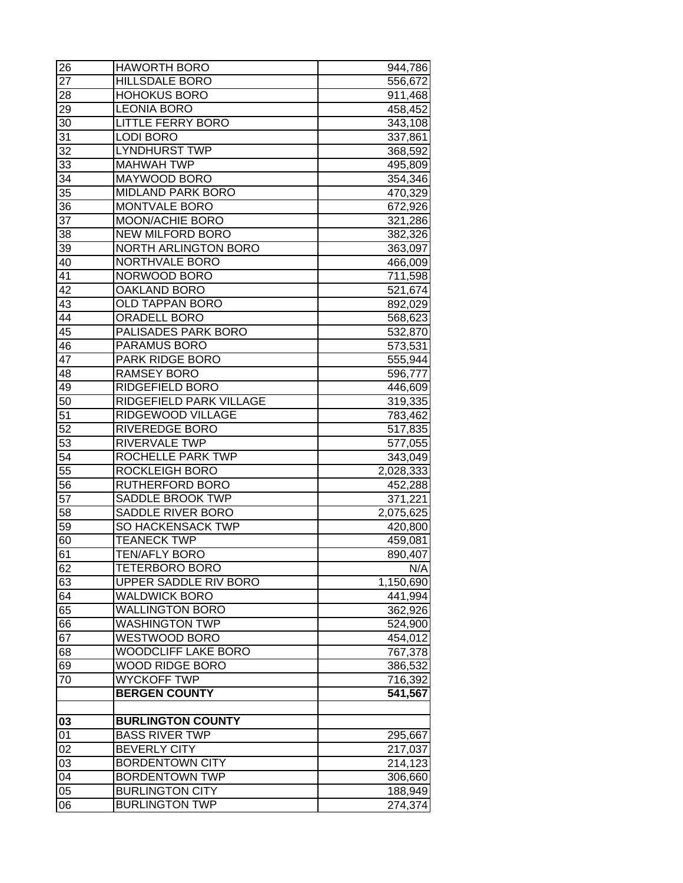| | | |
|---|---|---|
| 26 | HAWORTH BORO | 944,786 |
| 27 | HILLSDALE BORO | 556,672 |
| 28 | HOHOKUS BORO | 911,468 |
| 29 | LEONIA BORO | 458,452 |
| 30 | LITTLE FERRY BORO | 343,108 |
| 31 | LODI BORO | 337,861 |
| 32 | LYNDHURST TWP | 368,592 |
| 33 | MAHWAH TWP | 495,809 |
| 34 | MAYWOOD BORO | 354,346 |
| 35 | MIDLAND PARK BORO | 470,329 |
| 36 | MONTVALE BORO | 672,926 |
| 37 | MOON/ACHIE BORO | 321,286 |
| 38 | NEW MILFORD BORO | 382,326 |
| 39 | NORTH ARLINGTON BORO | 363,097 |
| 40 | NORTHVALE BORO | 466,009 |
| 41 | NORWOOD BORO | 711,598 |
| 42 | OAKLAND BORO | 521,674 |
| 43 | OLD TAPPAN BORO | 892,029 |
| 44 | ORADELL BORO | 568,623 |
| 45 | PALISADES PARK BORO | 532,870 |
| 46 | PARAMUS BORO | 573,531 |
| 47 | PARK RIDGE BORO | 555,944 |
| 48 | RAMSEY BORO | 596,777 |
| 49 | RIDGEFIELD BORO | 446,609 |
| 50 | RIDGEFIELD PARK VILLAGE | 319,335 |
| 51 | RIDGEWOOD VILLAGE | 783,462 |
| 52 | RIVEREDGE BORO | 517,835 |
| 53 | RIVERVALE TWP | 577,055 |
| 54 | ROCHELLE PARK TWP | 343,049 |
| 55 | ROCKLEIGH BORO | 2,028,333 |
| 56 | RUTHERFORD BORO | 452,288 |
| 57 | SADDLE BROOK TWP | 371,221 |
| 58 | SADDLE RIVER BORO | 2,075,625 |
| 59 | SO HACKENSACK TWP | 420,800 |
| 60 | TEANECK TWP | 459,081 |
| 61 | TEN/AFLY BORO | 890,407 |
| 62 | TETERBORO BORO | N/A |
| 63 | UPPER SADDLE RIV BORO | 1,150,690 |
| 64 | WALDWICK BORO | 441,994 |
| 65 | WALLINGTON BORO | 362,926 |
| 66 | WASHINGTON TWP | 524,900 |
| 67 | WESTWOOD BORO | 454,012 |
| 68 | WOODCLIFF LAKE BORO | 767,378 |
| 69 | WOOD RIDGE BORO | 386,532 |
| 70 | WYCKOFF TWP | 716,392 |
| | **BERGEN COUNTY** | **541,567** |
| | | |
| **03** | **BURLINGTON COUNTY** | |
| 01 | BASS RIVER TWP | 295,667 |
| 02 | BEVERLY CITY | 217,037 |
| 03 | BORDENTOWN CITY | 214,123 |
| 04 | BORDENTOWN TWP | 306,660 |
| 05 | BURLINGTON CITY | 188,949 |
| 06 | BURLINGTON TWP | 274,374 |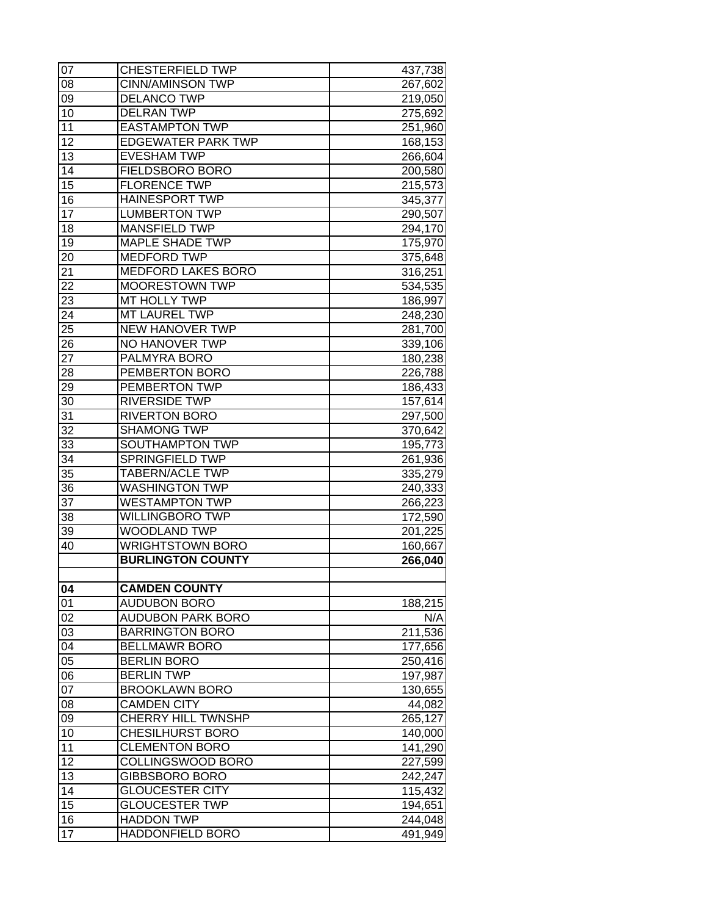| | | |
|---|---|---|
| 07 | CHESTERFIELD TWP | 437,738 |
| 08 | CINN/AMINSON TWP | 267,602 |
| 09 | DELANCO TWP | 219,050 |
| 10 | DELRAN TWP | 275,692 |
| 11 | EASTAMPTON TWP | 251,960 |
| 12 | EDGEWATER PARK TWP | 168,153 |
| 13 | EVESHAM TWP | 266,604 |
| 14 | FIELDSBORO BORO | 200,580 |
| 15 | FLORENCE TWP | 215,573 |
| 16 | HAINESPORT TWP | 345,377 |
| 17 | LUMBERTON TWP | 290,507 |
| 18 | MANSFIELD TWP | 294,170 |
| 19 | MAPLE SHADE TWP | 175,970 |
| 20 | MEDFORD TWP | 375,648 |
| 21 | MEDFORD LAKES BORO | 316,251 |
| 22 | MOORESTOWN TWP | 534,535 |
| 23 | MT HOLLY TWP | 186,997 |
| 24 | MT LAUREL TWP | 248,230 |
| 25 | NEW HANOVER TWP | 281,700 |
| 26 | NO HANOVER TWP | 339,106 |
| 27 | PALMYRA BORO | 180,238 |
| 28 | PEMBERTON BORO | 226,788 |
| 29 | PEMBERTON TWP | 186,433 |
| 30 | RIVERSIDE TWP | 157,614 |
| 31 | RIVERTON BORO | 297,500 |
| 32 | SHAMONG TWP | 370,642 |
| 33 | SOUTHAMPTON TWP | 195,773 |
| 34 | SPRINGFIELD TWP | 261,936 |
| 35 | TABERN/ACLE TWP | 335,279 |
| 36 | WASHINGTON TWP | 240,333 |
| 37 | WESTAMPTON TWP | 266,223 |
| 38 | WILLINGBORO TWP | 172,590 |
| 39 | WOODLAND TWP | 201,225 |
| 40 | WRIGHTSTOWN BORO | 160,667 |
| | **BURLINGTON COUNTY** | **266,040** |
| | | |
| **04** | **CAMDEN COUNTY** | |
| 01 | AUDUBON BORO | 188,215 |
| 02 | AUDUBON PARK BORO | N/A |
| 03 | BARRINGTON BORO | 211,536 |
| 04 | BELLMAWR BORO | 177,656 |
| 05 | BERLIN BORO | 250,416 |
| 06 | BERLIN TWP | 197,987 |
| 07 | BROOKLAWN BORO | 130,655 |
| 08 | CAMDEN CITY | 44,082 |
| 09 | CHERRY HILL TWNSHP | 265,127 |
| 10 | CHESILHURST BORO | 140,000 |
| 11 | CLEMENTON BORO | 141,290 |
| 12 | COLLINGSWOOD BORO | 227,599 |
| 13 | GIBBSBORO BORO | 242,247 |
| 14 | GLOUCESTER CITY | 115,432 |
| 15 | GLOUCESTER TWP | 194,651 |
| 16 | HADDON TWP | 244,048 |
| 17 | HADDONFIELD BORO | 491,949 |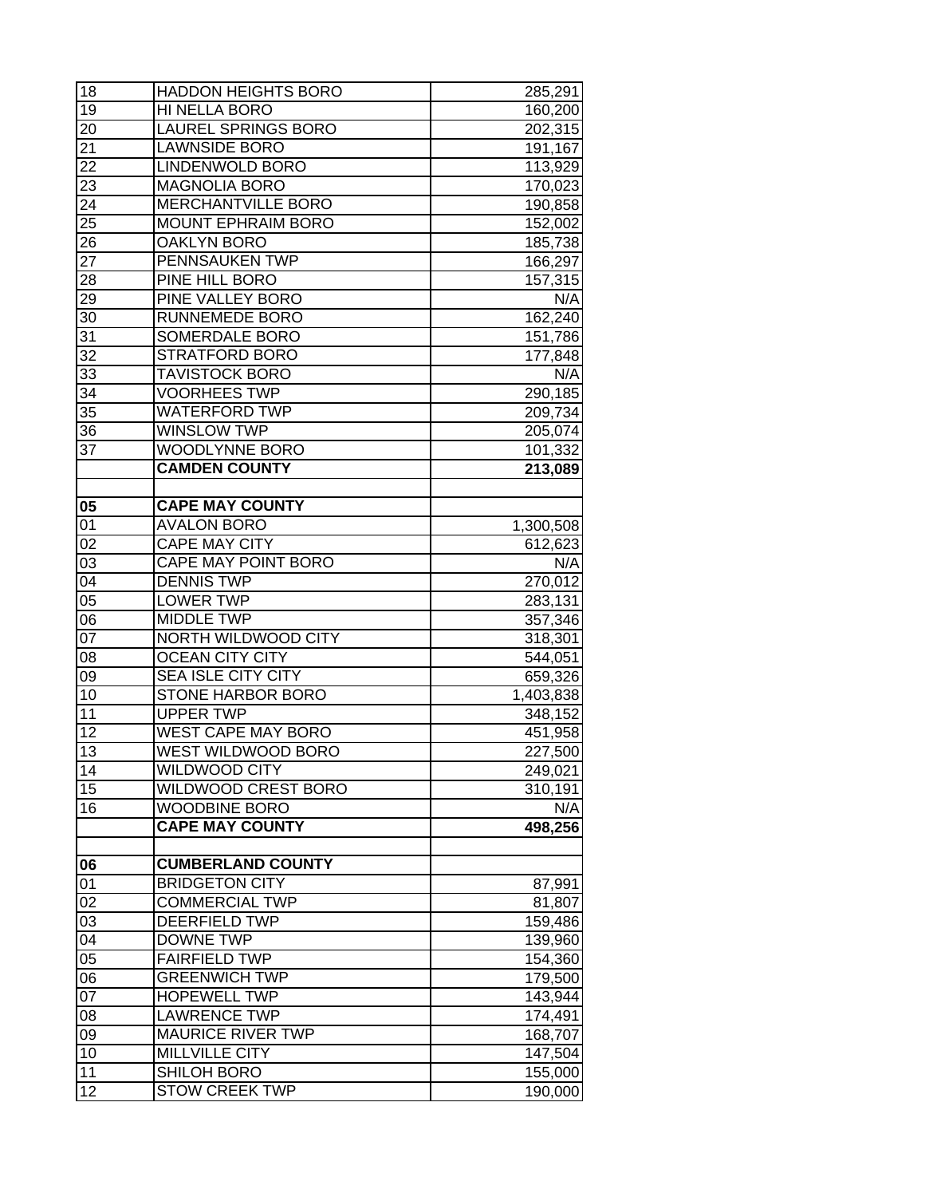| | | |
|---|---|---|
| 18 | HADDON HEIGHTS BORO | 285,291 |
| 19 | HI NELLA BORO | 160,200 |
| 20 | LAUREL SPRINGS BORO | 202,315 |
| 21 | LAWNSIDE BORO | 191,167 |
| 22 | LINDENWOLD BORO | 113,929 |
| 23 | MAGNOLIA BORO | 170,023 |
| 24 | MERCHANTVILLE BORO | 190,858 |
| 25 | MOUNT EPHRAIM BORO | 152,002 |
| 26 | OAKLYN BORO | 185,738 |
| 27 | PENNSAUKEN TWP | 166,297 |
| 28 | PINE HILL BORO | 157,315 |
| 29 | PINE VALLEY BORO | N/A |
| 30 | RUNNEMEDE BORO | 162,240 |
| 31 | SOMERDALE BORO | 151,786 |
| 32 | STRATFORD BORO | 177,848 |
| 33 | TAVISTOCK BORO | N/A |
| 34 | VOORHEES TWP | 290,185 |
| 35 | WATERFORD TWP | 209,734 |
| 36 | WINSLOW TWP | 205,074 |
| 37 | WOODLYNNE BORO | 101,332 |
| | **CAMDEN COUNTY** | **213,089** |
| | | |
| **05** | **CAPE MAY COUNTY** | |
| 01 | AVALON BORO | 1,300,508 |
| 02 | CAPE MAY CITY | 612,623 |
| 03 | CAPE MAY POINT BORO | N/A |
| 04 | DENNIS TWP | 270,012 |
| 05 | LOWER TWP | 283,131 |
| 06 | MIDDLE TWP | 357,346 |
| 07 | NORTH WILDWOOD CITY | 318,301 |
| 08 | OCEAN CITY CITY | 544,051 |
| 09 | SEA ISLE CITY CITY | 659,326 |
| 10 | STONE HARBOR BORO | 1,403,838 |
| 11 | UPPER TWP | 348,152 |
| 12 | WEST CAPE MAY BORO | 451,958 |
| 13 | WEST WILDWOOD BORO | 227,500 |
| 14 | WILDWOOD CITY | 249,021 |
| 15 | WILDWOOD CREST BORO | 310,191 |
| 16 | WOODBINE BORO | N/A |
| | **CAPE MAY COUNTY** | **498,256** |
| | | |
| **06** | **CUMBERLAND COUNTY** | |
| 01 | BRIDGETON CITY | 87,991 |
| 02 | COMMERCIAL TWP | 81,807 |
| 03 | DEERFIELD TWP | 159,486 |
| 04 | DOWNE TWP | 139,960 |
| 05 | FAIRFIELD TWP | 154,360 |
| 06 | GREENWICH TWP | 179,500 |
| 07 | HOPEWELL TWP | 143,944 |
| 08 | LAWRENCE TWP | 174,491 |
| 09 | MAURICE RIVER TWP | 168,707 |
| 10 | MILLVILLE CITY | 147,504 |
| 11 | SHILOH BORO | 155,000 |
| 12 | STOW CREEK TWP | 190,000 |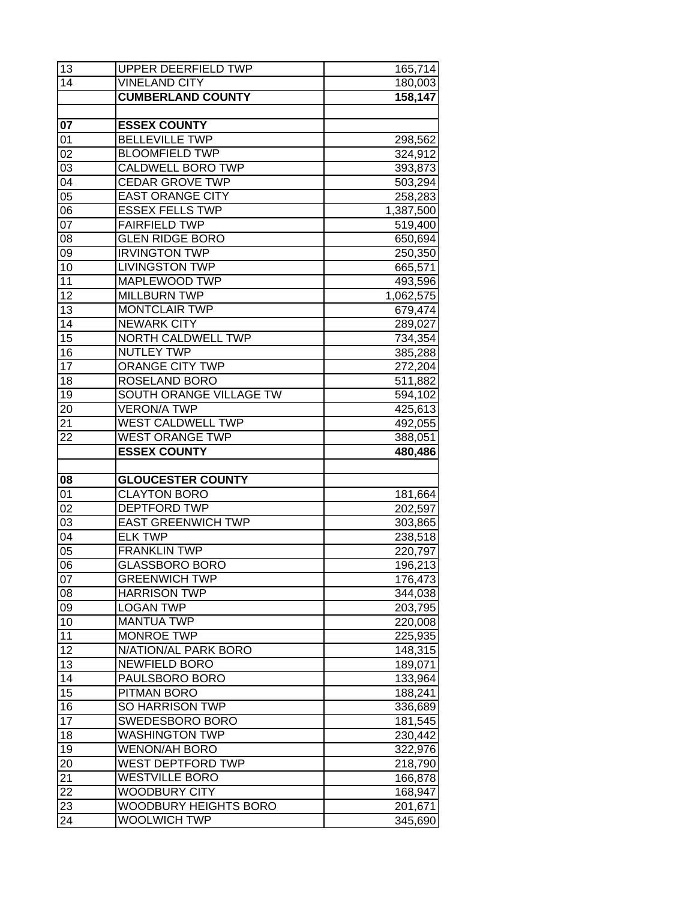| | | |
|---|---|---|
| 13 | UPPER DEERFIELD TWP | 165,714 |
| 14 | VINELAND CITY | 180,003 |
| | **CUMBERLAND COUNTY** | **158,147** |
| | | |
| **07** | **ESSEX COUNTY** | |
| 01 | BELLEVILLE TWP | 298,562 |
| 02 | BLOOMFIELD TWP | 324,912 |
| 03 | CALDWELL BORO TWP | 393,873 |
| 04 | CEDAR GROVE TWP | 503,294 |
| 05 | EAST ORANGE CITY | 258,283 |
| 06 | ESSEX FELLS TWP | 1,387,500 |
| 07 | FAIRFIELD TWP | 519,400 |
| 08 | GLEN RIDGE BORO | 650,694 |
| 09 | IRVINGTON TWP | 250,350 |
| 10 | LIVINGSTON TWP | 665,571 |
| 11 | MAPLEWOOD TWP | 493,596 |
| 12 | MILLBURN TWP | 1,062,575 |
| 13 | MONTCLAIR TWP | 679,474 |
| 14 | NEWARK CITY | 289,027 |
| 15 | NORTH CALDWELL TWP | 734,354 |
| 16 | NUTLEY TWP | 385,288 |
| 17 | ORANGE CITY TWP | 272,204 |
| 18 | ROSELAND BORO | 511,882 |
| 19 | SOUTH ORANGE VILLAGE TW | 594,102 |
| 20 | VERON/A TWP | 425,613 |
| 21 | WEST CALDWELL TWP | 492,055 |
| 22 | WEST ORANGE TWP | 388,051 |
| | **ESSEX COUNTY** | **480,486** |
| | | |
| **08** | **GLOUCESTER COUNTY** | |
| 01 | CLAYTON BORO | 181,664 |
| 02 | DEPTFORD TWP | 202,597 |
| 03 | EAST GREENWICH TWP | 303,865 |
| 04 | ELK TWP | 238,518 |
| 05 | FRANKLIN TWP | 220,797 |
| 06 | GLASSBORO BORO | 196,213 |
| 07 | GREENWICH TWP | 176,473 |
| 08 | HARRISON TWP | 344,038 |
| 09 | LOGAN TWP | 203,795 |
| 10 | MANTUA TWP | 220,008 |
| 11 | MONROE TWP | 225,935 |
| 12 | N/ATION/AL PARK BORO | 148,315 |
| 13 | NEWFIELD BORO | 189,071 |
| 14 | PAULSBORO BORO | 133,964 |
| 15 | PITMAN BORO | 188,241 |
| 16 | SO HARRISON TWP | 336,689 |
| 17 | SWEDESBORO BORO | 181,545 |
| 18 | WASHINGTON TWP | 230,442 |
| 19 | WENON/AH BORO | 322,976 |
| 20 | WEST DEPTFORD TWP | 218,790 |
| 21 | WESTVILLE BORO | 166,878 |
| 22 | WOODBURY CITY | 168,947 |
| 23 | WOODBURY HEIGHTS BORO | 201,671 |
| 24 | WOOLWICH TWP | 345,690 |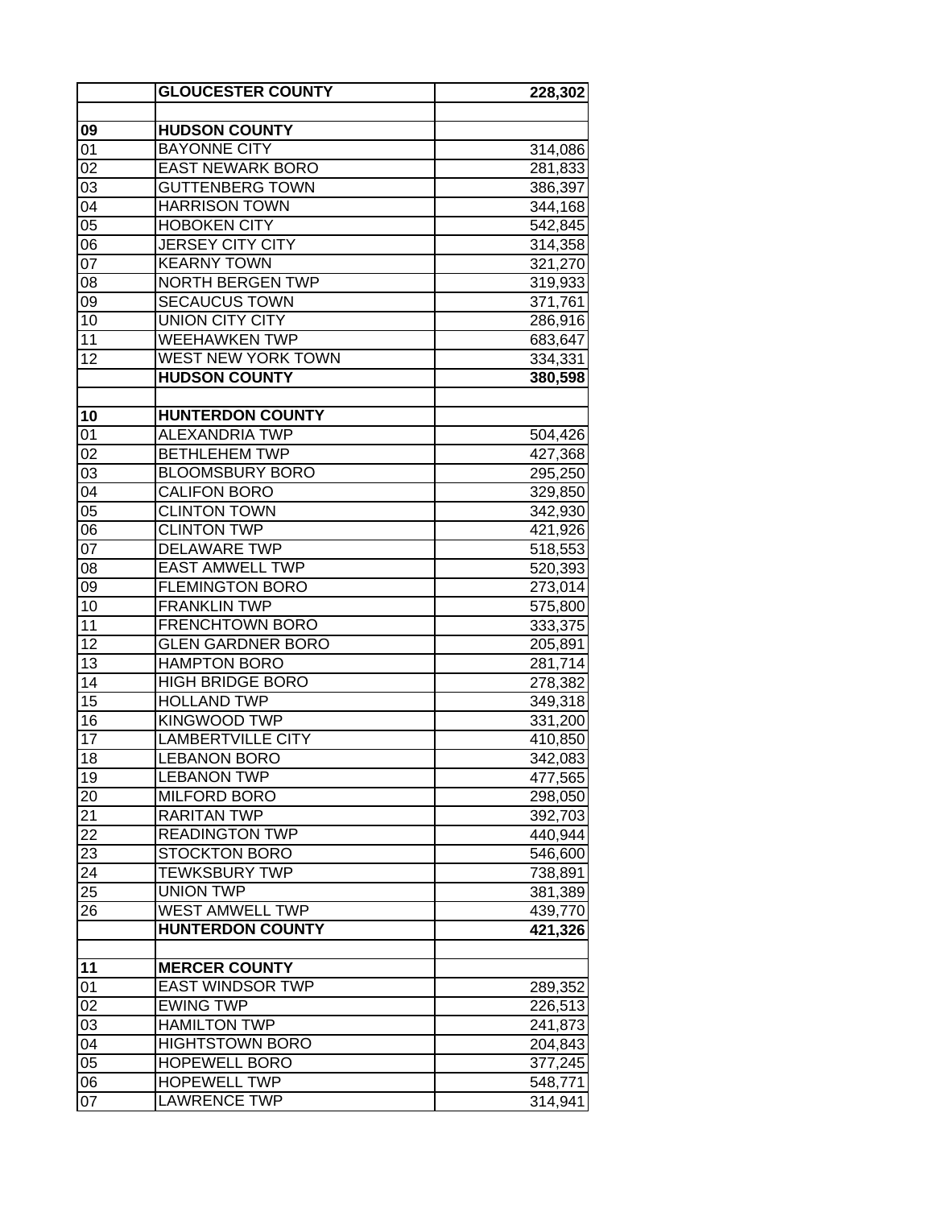| | | |
|---|---|---|
| | **GLOUCESTER COUNTY** | **228,302** |
| | | |
| **09** | **HUDSON COUNTY** | |
| 01 | BAYONNE CITY | 314,086 |
| 02 | EAST NEWARK BORO | 281,833 |
| 03 | GUTTENBERG TOWN | 386,397 |
| 04 | HARRISON TOWN | 344,168 |
| 05 | HOBOKEN CITY | 542,845 |
| 06 | JERSEY CITY CITY | 314,358 |
| 07 | KEARNY TOWN | 321,270 |
| 08 | NORTH BERGEN TWP | 319,933 |
| 09 | SECAUCUS TOWN | 371,761 |
| 10 | UNION CITY CITY | 286,916 |
| 11 | WEEHAWKEN TWP | 683,647 |
| 12 | WEST NEW YORK TOWN | 334,331 |
| | **HUDSON COUNTY** | **380,598** |
| | | |
| **10** | **HUNTERDON COUNTY** | |
| 01 | ALEXANDRIA TWP | 504,426 |
| 02 | BETHLEHEM TWP | 427,368 |
| 03 | BLOOMSBURY BORO | 295,250 |
| 04 | CALIFON BORO | 329,850 |
| 05 | CLINTON TOWN | 342,930 |
| 06 | CLINTON TWP | 421,926 |
| 07 | DELAWARE TWP | 518,553 |
| 08 | EAST AMWELL TWP | 520,393 |
| 09 | FLEMINGTON BORO | 273,014 |
| 10 | FRANKLIN TWP | 575,800 |
| 11 | FRENCHTOWN BORO | 333,375 |
| 12 | GLEN GARDNER BORO | 205,891 |
| 13 | HAMPTON BORO | 281,714 |
| 14 | HIGH BRIDGE BORO | 278,382 |
| 15 | HOLLAND TWP | 349,318 |
| 16 | KINGWOOD TWP | 331,200 |
| 17 | LAMBERTVILLE CITY | 410,850 |
| 18 | LEBANON BORO | 342,083 |
| 19 | LEBANON TWP | 477,565 |
| 20 | MILFORD BORO | 298,050 |
| 21 | RARITAN TWP | 392,703 |
| 22 | READINGTON TWP | 440,944 |
| 23 | STOCKTON BORO | 546,600 |
| 24 | TEWKSBURY TWP | 738,891 |
| 25 | UNION TWP | 381,389 |
| 26 | WEST AMWELL TWP | 439,770 |
| | **HUNTERDON COUNTY** | **421,326** |
| | | |
| **11** | **MERCER COUNTY** | |
| 01 | EAST WINDSOR TWP | 289,352 |
| 02 | EWING TWP | 226,513 |
| 03 | HAMILTON TWP | 241,873 |
| 04 | HIGHTSTOWN BORO | 204,843 |
| 05 | HOPEWELL BORO | 377,245 |
| 06 | HOPEWELL TWP | 548,771 |
| 07 | LAWRENCE TWP | 314,941 |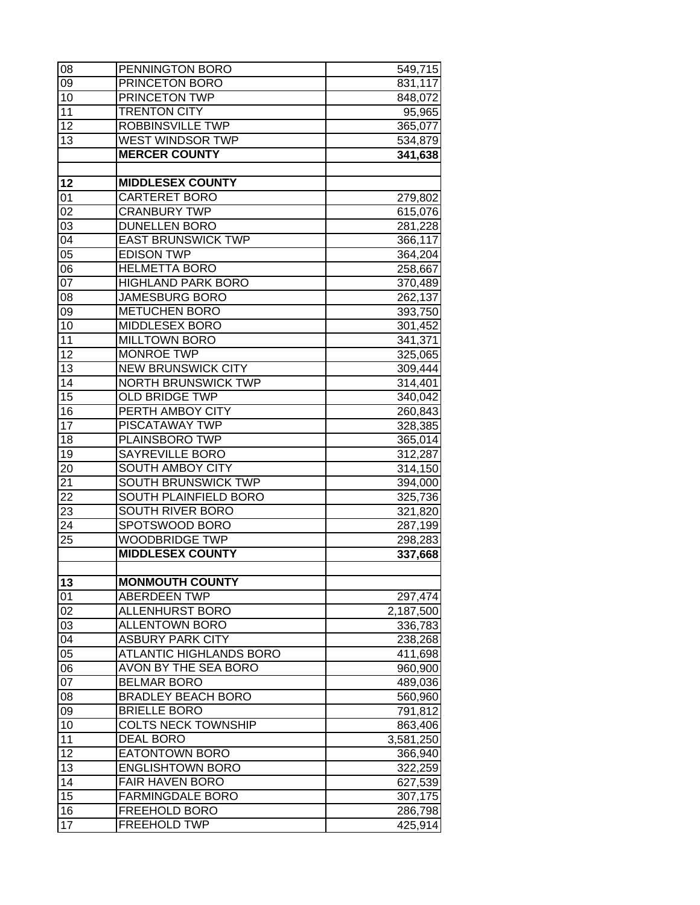| | | |
|---|---|---|
| 08 | PENNINGTON BORO | 549,715 |
| 09 | PRINCETON BORO | 831,117 |
| 10 | PRINCETON TWP | 848,072 |
| 11 | TRENTON CITY | 95,965 |
| 12 | ROBBINSVILLE TWP | 365,077 |
| 13 | WEST WINDSOR TWP | 534,879 |
| | **MERCER COUNTY** | **341,638** |
| | | |
| **12** | **MIDDLESEX COUNTY** | |
| 01 | CARTERET BORO | 279,802 |
| 02 | CRANBURY TWP | 615,076 |
| 03 | DUNELLEN BORO | 281,228 |
| 04 | EAST BRUNSWICK TWP | 366,117 |
| 05 | EDISON TWP | 364,204 |
| 06 | HELMETTA BORO | 258,667 |
| 07 | HIGHLAND PARK BORO | 370,489 |
| 08 | JAMESBURG BORO | 262,137 |
| 09 | METUCHEN BORO | 393,750 |
| 10 | MIDDLESEX BORO | 301,452 |
| 11 | MILLTOWN BORO | 341,371 |
| 12 | MONROE TWP | 325,065 |
| 13 | NEW BRUNSWICK CITY | 309,444 |
| 14 | NORTH BRUNSWICK TWP | 314,401 |
| 15 | OLD BRIDGE TWP | 340,042 |
| 16 | PERTH AMBOY CITY | 260,843 |
| 17 | PISCATAWAY TWP | 328,385 |
| 18 | PLAINSBORO TWP | 365,014 |
| 19 | SAYREVILLE BORO | 312,287 |
| 20 | SOUTH AMBOY CITY | 314,150 |
| 21 | SOUTH BRUNSWICK TWP | 394,000 |
| 22 | SOUTH PLAINFIELD BORO | 325,736 |
| 23 | SOUTH RIVER BORO | 321,820 |
| 24 | SPOTSWOOD BORO | 287,199 |
| 25 | WOODBRIDGE TWP | 298,283 |
| | **MIDDLESEX COUNTY** | **337,668** |
| | | |
| **13** | **MONMOUTH COUNTY** | |
| 01 | ABERDEEN TWP | 297,474 |
| 02 | ALLENHURST BORO | 2,187,500 |
| 03 | ALLENTOWN BORO | 336,783 |
| 04 | ASBURY PARK CITY | 238,268 |
| 05 | ATLANTIC HIGHLANDS BORO | 411,698 |
| 06 | AVON BY THE SEA BORO | 960,900 |
| 07 | BELMAR BORO | 489,036 |
| 08 | BRADLEY BEACH BORO | 560,960 |
| 09 | BRIELLE BORO | 791,812 |
| 10 | COLTS NECK TOWNSHIP | 863,406 |
| 11 | DEAL BORO | 3,581,250 |
| 12 | EATONTOWN BORO | 366,940 |
| 13 | ENGLISHTOWN BORO | 322,259 |
| 14 | FAIR HAVEN BORO | 627,539 |
| 15 | FARMINGDALE BORO | 307,175 |
| 16 | FREEHOLD BORO | 286,798 |
| 17 | FREEHOLD TWP | 425,914 |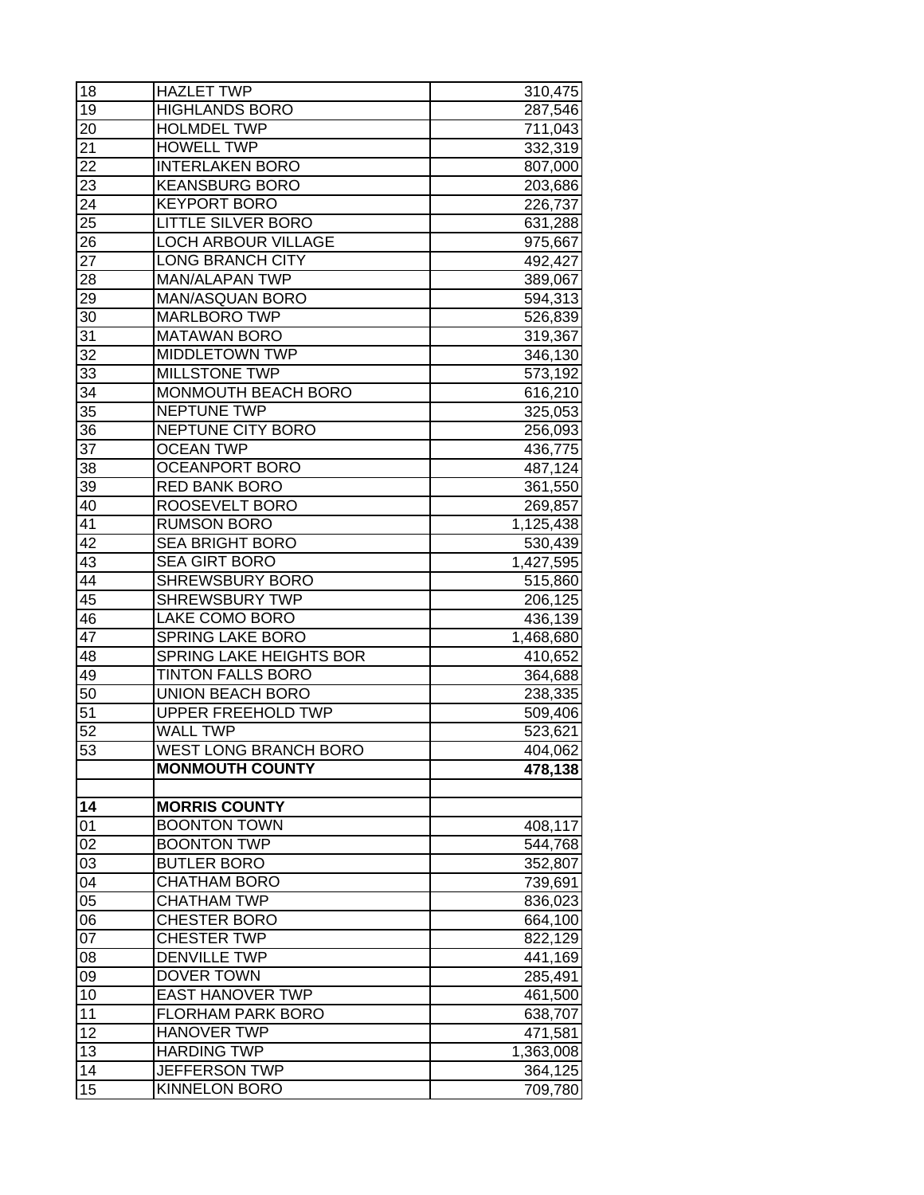| | | |
|---|---|---|
| 18 | HAZLET TWP | 310,475 |
| 19 | HIGHLANDS BORO | 287,546 |
| 20 | HOLMDEL TWP | 711,043 |
| 21 | HOWELL TWP | 332,319 |
| 22 | INTERLAKEN BORO | 807,000 |
| 23 | KEANSBURG BORO | 203,686 |
| 24 | KEYPORT BORO | 226,737 |
| 25 | LITTLE SILVER BORO | 631,288 |
| 26 | LOCH ARBOUR VILLAGE | 975,667 |
| 27 | LONG BRANCH CITY | 492,427 |
| 28 | MAN/ALAPAN TWP | 389,067 |
| 29 | MAN/ASQUAN BORO | 594,313 |
| 30 | MARLBORO TWP | 526,839 |
| 31 | MATAWAN BORO | 319,367 |
| 32 | MIDDLETOWN TWP | 346,130 |
| 33 | MILLSTONE TWP | 573,192 |
| 34 | MONMOUTH BEACH BORO | 616,210 |
| 35 | NEPTUNE TWP | 325,053 |
| 36 | NEPTUNE CITY BORO | 256,093 |
| 37 | OCEAN TWP | 436,775 |
| 38 | OCEANPORT BORO | 487,124 |
| 39 | RED BANK BORO | 361,550 |
| 40 | ROOSEVELT BORO | 269,857 |
| 41 | RUMSON BORO | 1,125,438 |
| 42 | SEA BRIGHT BORO | 530,439 |
| 43 | SEA GIRT BORO | 1,427,595 |
| 44 | SHREWSBURY BORO | 515,860 |
| 45 | SHREWSBURY TWP | 206,125 |
| 46 | LAKE COMO BORO | 436,139 |
| 47 | SPRING LAKE BORO | 1,468,680 |
| 48 | SPRING LAKE HEIGHTS BOR | 410,652 |
| 49 | TINTON FALLS BORO | 364,688 |
| 50 | UNION BEACH BORO | 238,335 |
| 51 | UPPER FREEHOLD TWP | 509,406 |
| 52 | WALL TWP | 523,621 |
| 53 | WEST LONG BRANCH BORO | 404,062 |
| | **MONMOUTH COUNTY** | **478,138** |
| | | |
| **14** | **MORRIS COUNTY** | |
| 01 | BOONTON TOWN | 408,117 |
| 02 | BOONTON TWP | 544,768 |
| 03 | BUTLER BORO | 352,807 |
| 04 | CHATHAM BORO | 739,691 |
| 05 | CHATHAM TWP | 836,023 |
| 06 | CHESTER BORO | 664,100 |
| 07 | CHESTER TWP | 822,129 |
| 08 | DENVILLE TWP | 441,169 |
| 09 | DOVER TOWN | 285,491 |
| 10 | EAST HANOVER TWP | 461,500 |
| 11 | FLORHAM PARK BORO | 638,707 |
| 12 | HANOVER TWP | 471,581 |
| 13 | HARDING TWP | 1,363,008 |
| 14 | JEFFERSON TWP | 364,125 |
| 15 | KINNELON BORO | 709,780 |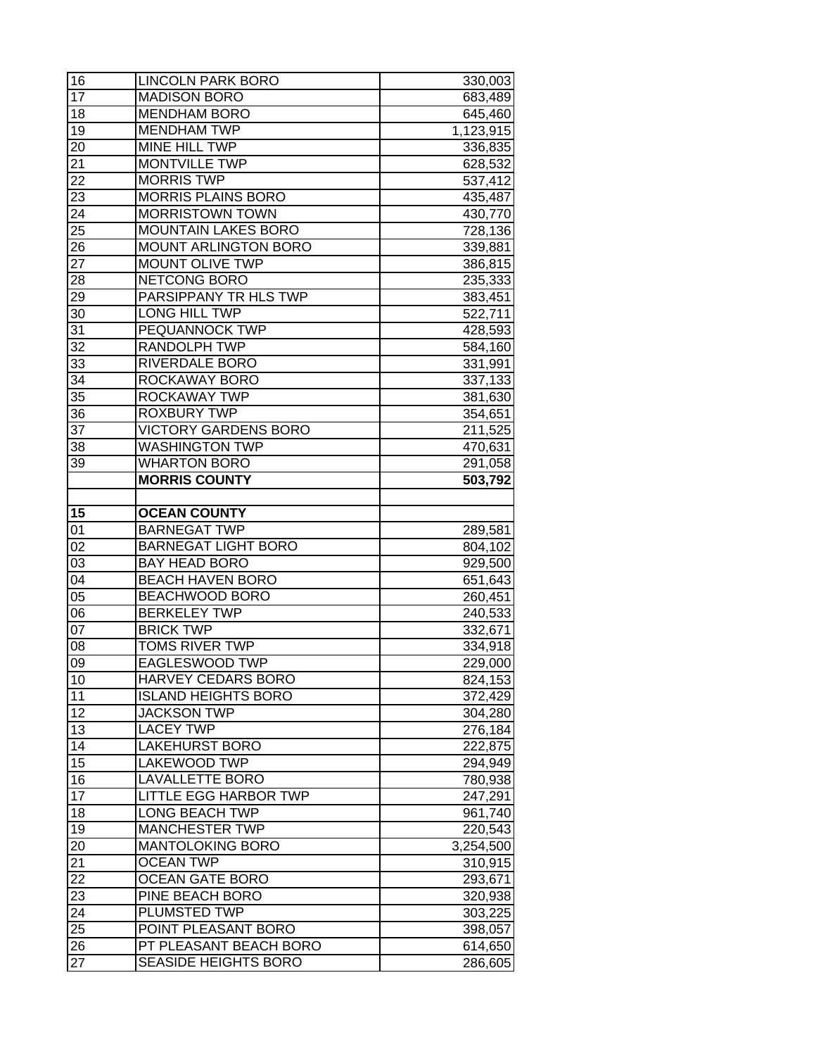| | | |
|---|---|---|
| 16 | LINCOLN PARK BORO | 330,003 |
| 17 | MADISON BORO | 683,489 |
| 18 | MENDHAM BORO | 645,460 |
| 19 | MENDHAM TWP | 1,123,915 |
| 20 | MINE HILL TWP | 336,835 |
| 21 | MONTVILLE TWP | 628,532 |
| 22 | MORRIS TWP | 537,412 |
| 23 | MORRIS PLAINS BORO | 435,487 |
| 24 | MORRISTOWN TOWN | 430,770 |
| 25 | MOUNTAIN LAKES BORO | 728,136 |
| 26 | MOUNT ARLINGTON BORO | 339,881 |
| 27 | MOUNT OLIVE TWP | 386,815 |
| 28 | NETCONG BORO | 235,333 |
| 29 | PARSIPPANY TR HLS TWP | 383,451 |
| 30 | LONG HILL TWP | 522,711 |
| 31 | PEQUANNOCK TWP | 428,593 |
| 32 | RANDOLPH TWP | 584,160 |
| 33 | RIVERDALE BORO | 331,991 |
| 34 | ROCKAWAY BORO | 337,133 |
| 35 | ROCKAWAY TWP | 381,630 |
| 36 | ROXBURY TWP | 354,651 |
| 37 | VICTORY GARDENS BORO | 211,525 |
| 38 | WASHINGTON TWP | 470,631 |
| 39 | WHARTON BORO | 291,058 |
| | **MORRIS COUNTY** | **503,792** |
| | | |
| **15** | **OCEAN COUNTY** | |
| 01 | BARNEGAT TWP | 289,581 |
| 02 | BARNEGAT LIGHT BORO | 804,102 |
| 03 | BAY HEAD BORO | 929,500 |
| 04 | BEACH HAVEN BORO | 651,643 |
| 05 | BEACHWOOD BORO | 260,451 |
| 06 | BERKELEY TWP | 240,533 |
| 07 | BRICK TWP | 332,671 |
| 08 | TOMS RIVER TWP | 334,918 |
| 09 | EAGLESWOOD TWP | 229,000 |
| 10 | HARVEY CEDARS BORO | 824,153 |
| 11 | ISLAND HEIGHTS BORO | 372,429 |
| 12 | JACKSON TWP | 304,280 |
| 13 | LACEY TWP | 276,184 |
| 14 | LAKEHURST BORO | 222,875 |
| 15 | LAKEWOOD TWP | 294,949 |
| 16 | LAVALLETTE BORO | 780,938 |
| 17 | LITTLE EGG HARBOR TWP | 247,291 |
| 18 | LONG BEACH TWP | 961,740 |
| 19 | MANCHESTER TWP | 220,543 |
| 20 | MANTOLOKING BORO | 3,254,500 |
| 21 | OCEAN TWP | 310,915 |
| 22 | OCEAN GATE BORO | 293,671 |
| 23 | PINE BEACH BORO | 320,938 |
| 24 | PLUMSTED TWP | 303,225 |
| 25 | POINT PLEASANT BORO | 398,057 |
| 26 | PT PLEASANT BEACH BORO | 614,650 |
| 27 | SEASIDE HEIGHTS BORO | 286,605 |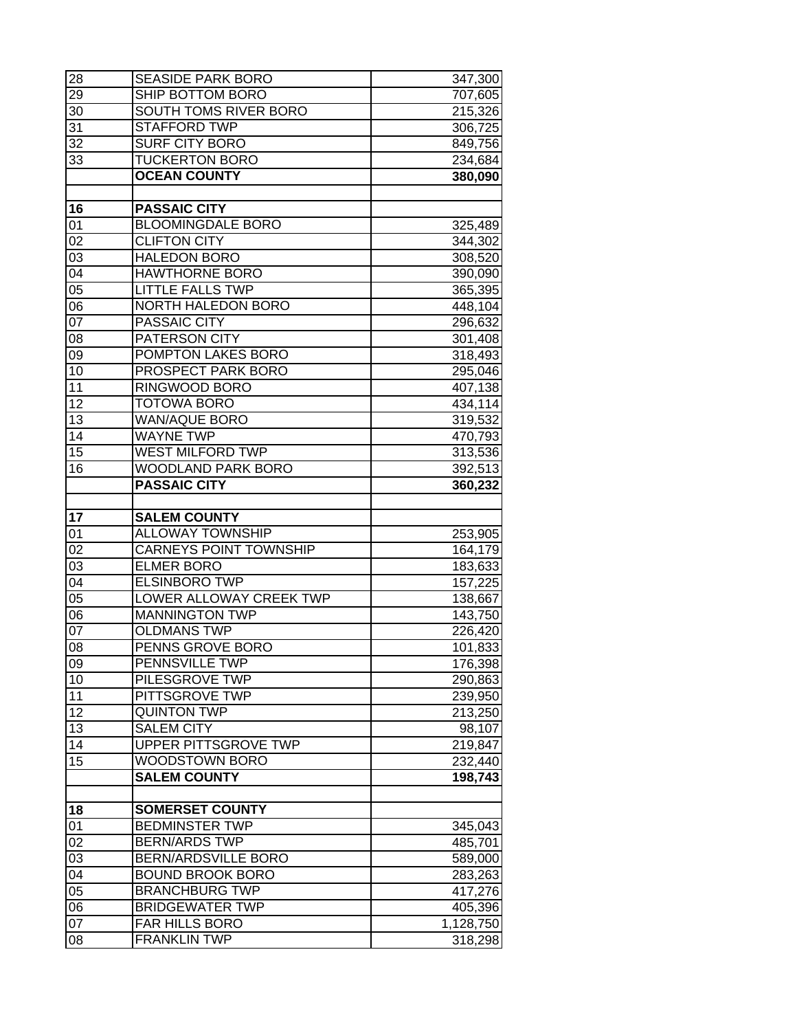| | | |
|---|---|---|
| 28 | SEASIDE PARK BORO | 347,300 |
| 29 | SHIP BOTTOM BORO | 707,605 |
| 30 | SOUTH TOMS RIVER BORO | 215,326 |
| 31 | STAFFORD TWP | 306,725 |
| 32 | SURF CITY BORO | 849,756 |
| 33 | TUCKERTON BORO | 234,684 |
| | **OCEAN COUNTY** | **380,090** |
| | | |
| **16** | **PASSAIC CITY** | |
| 01 | BLOOMINGDALE BORO | 325,489 |
| 02 | CLIFTON CITY | 344,302 |
| 03 | HALEDON BORO | 308,520 |
| 04 | HAWTHORNE BORO | 390,090 |
| 05 | LITTLE FALLS TWP | 365,395 |
| 06 | NORTH HALEDON BORO | 448,104 |
| 07 | PASSAIC CITY | 296,632 |
| 08 | PATERSON CITY | 301,408 |
| 09 | POMPTON LAKES BORO | 318,493 |
| 10 | PROSPECT PARK BORO | 295,046 |
| 11 | RINGWOOD BORO | 407,138 |
| 12 | TOTOWA BORO | 434,114 |
| 13 | WAN/AQUE BORO | 319,532 |
| 14 | WAYNE TWP | 470,793 |
| 15 | WEST MILFORD TWP | 313,536 |
| 16 | WOODLAND PARK BORO | 392,513 |
| | **PASSAIC CITY** | **360,232** |
| | | |
| **17** | **SALEM COUNTY** | |
| 01 | ALLOWAY TOWNSHIP | 253,905 |
| 02 | CARNEYS POINT TOWNSHIP | 164,179 |
| 03 | ELMER BORO | 183,633 |
| 04 | ELSINBORO TWP | 157,225 |
| 05 | LOWER ALLOWAY CREEK TWP | 138,667 |
| 06 | MANNINGTON TWP | 143,750 |
| 07 | OLDMANS TWP | 226,420 |
| 08 | PENNS GROVE BORO | 101,833 |
| 09 | PENNSVILLE TWP | 176,398 |
| 10 | PILESGROVE TWP | 290,863 |
| 11 | PITTSGROVE TWP | 239,950 |
| 12 | QUINTON TWP | 213,250 |
| 13 | SALEM CITY | 98,107 |
| 14 | UPPER PITTSGROVE TWP | 219,847 |
| 15 | WOODSTOWN BORO | 232,440 |
| | **SALEM COUNTY** | **198,743** |
| | | |
| **18** | **SOMERSET COUNTY** | |
| 01 | BEDMINSTER TWP | 345,043 |
| 02 | BERN/ARDS TWP | 485,701 |
| 03 | BERN/ARDSVILLE BORO | 589,000 |
| 04 | BOUND BROOK BORO | 283,263 |
| 05 | BRANCHBURG TWP | 417,276 |
| 06 | BRIDGEWATER TWP | 405,396 |
| 07 | FAR HILLS BORO | 1,128,750 |
| 08 | FRANKLIN TWP | 318,298 |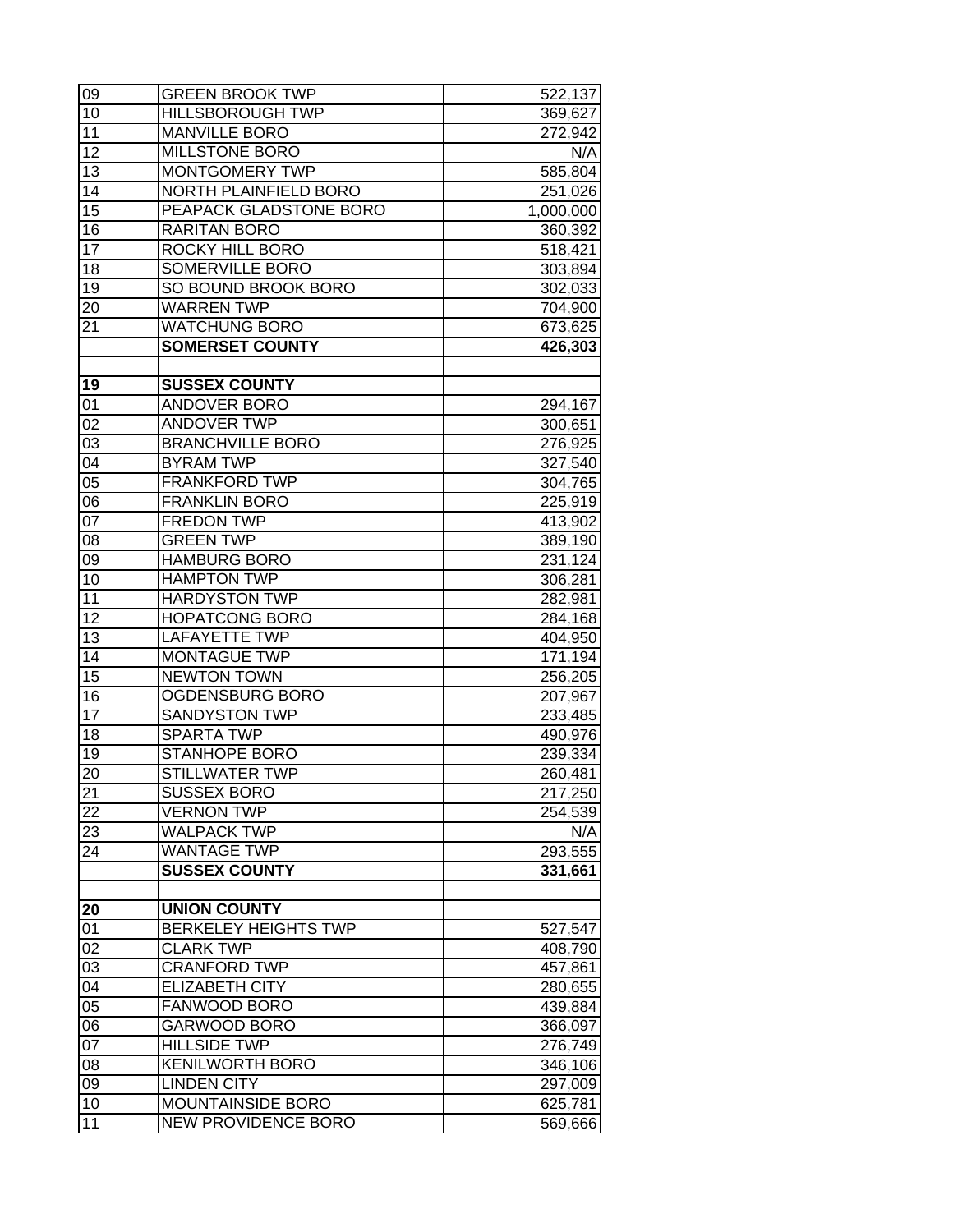| | | |
|---|---|---|
| 09 | GREEN BROOK TWP | 522,137 |
| 10 | HILLSBOROUGH TWP | 369,627 |
| 11 | MANVILLE BORO | 272,942 |
| 12 | MILLSTONE BORO | N/A |
| 13 | MONTGOMERY TWP | 585,804 |
| 14 | NORTH PLAINFIELD BORO | 251,026 |
| 15 | PEAPACK GLADSTONE BORO | 1,000,000 |
| 16 | RARITAN BORO | 360,392 |
| 17 | ROCKY HILL BORO | 518,421 |
| 18 | SOMERVILLE BORO | 303,894 |
| 19 | SO BOUND BROOK BORO | 302,033 |
| 20 | WARREN TWP | 704,900 |
| 21 | WATCHUNG BORO | 673,625 |
| | **SOMERSET COUNTY** | **426,303** |
| | | |
| **19** | **SUSSEX COUNTY** | |
| 01 | ANDOVER BORO | 294,167 |
| 02 | ANDOVER TWP | 300,651 |
| 03 | BRANCHVILLE BORO | 276,925 |
| 04 | BYRAM TWP | 327,540 |
| 05 | FRANKFORD TWP | 304,765 |
| 06 | FRANKLIN BORO | 225,919 |
| 07 | FREDON TWP | 413,902 |
| 08 | GREEN TWP | 389,190 |
| 09 | HAMBURG BORO | 231,124 |
| 10 | HAMPTON TWP | 306,281 |
| 11 | HARDYSTON TWP | 282,981 |
| 12 | HOPATCONG BORO | 284,168 |
| 13 | LAFAYETTE TWP | 404,950 |
| 14 | MONTAGUE TWP | 171,194 |
| 15 | NEWTON TOWN | 256,205 |
| 16 | OGDENSBURG BORO | 207,967 |
| 17 | SANDYSTON TWP | 233,485 |
| 18 | SPARTA TWP | 490,976 |
| 19 | STANHOPE BORO | 239,334 |
| 20 | STILLWATER TWP | 260,481 |
| 21 | SUSSEX BORO | 217,250 |
| 22 | VERNON TWP | 254,539 |
| 23 | WALPACK TWP | N/A |
| 24 | WANTAGE TWP | 293,555 |
| | **SUSSEX COUNTY** | **331,661** |
| | | |
| **20** | **UNION COUNTY** | |
| 01 | BERKELEY HEIGHTS TWP | 527,547 |
| 02 | CLARK TWP | 408,790 |
| 03 | CRANFORD TWP | 457,861 |
| 04 | ELIZABETH CITY | 280,655 |
| 05 | FANWOOD BORO | 439,884 |
| 06 | GARWOOD BORO | 366,097 |
| 07 | HILLSIDE TWP | 276,749 |
| 08 | KENILWORTH BORO | 346,106 |
| 09 | LINDEN CITY | 297,009 |
| 10 | MOUNTAINSIDE BORO | 625,781 |
| 11 | NEW PROVIDENCE BORO | 569,666 |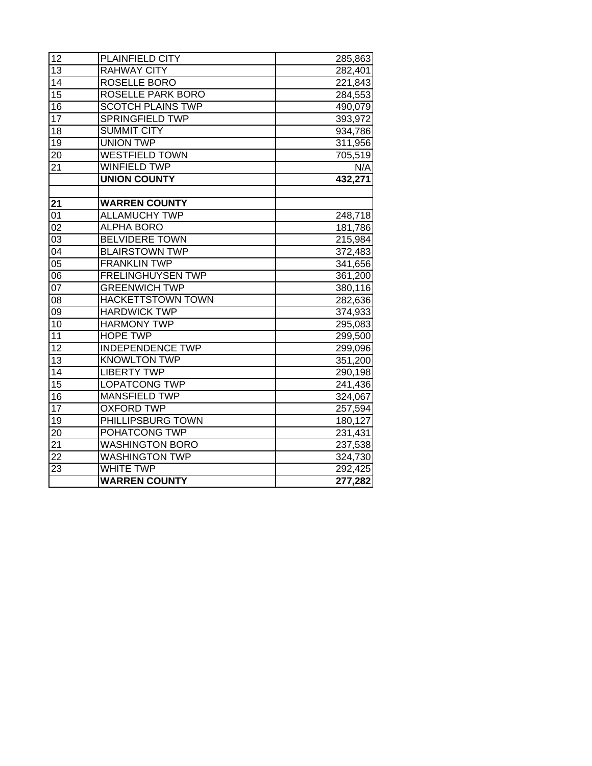| | | |
|---|---|---|
| 12 | PLAINFIELD CITY | 285,863 |
| 13 | RAHWAY CITY | 282,401 |
| 14 | ROSELLE BORO | 221,843 |
| 15 | ROSELLE PARK BORO | 284,553 |
| 16 | SCOTCH PLAINS TWP | 490,079 |
| 17 | SPRINGFIELD TWP | 393,972 |
| 18 | SUMMIT CITY | 934,786 |
| 19 | UNION TWP | 311,956 |
| 20 | WESTFIELD TOWN | 705,519 |
| 21 | WINFIELD TWP | N/A |
| | **UNION COUNTY** | **432,271** |
| | | |
| **21** | **WARREN COUNTY** | |
| 01 | ALLAMUCHY TWP | 248,718 |
| 02 | ALPHA BORO | 181,786 |
| 03 | BELVIDERE TOWN | 215,984 |
| 04 | BLAIRSTOWN TWP | 372,483 |
| 05 | FRANKLIN TWP | 341,656 |
| 06 | FRELINGHUYSEN TWP | 361,200 |
| 07 | GREENWICH TWP | 380,116 |
| 08 | HACKETTSTOWN TOWN | 282,636 |
| 09 | HARDWICK TWP | 374,933 |
| 10 | HARMONY TWP | 295,083 |
| 11 | HOPE TWP | 299,500 |
| 12 | INDEPENDENCE TWP | 299,096 |
| 13 | KNOWLTON TWP | 351,200 |
| 14 | LIBERTY TWP | 290,198 |
| 15 | LOPATCONG TWP | 241,436 |
| 16 | MANSFIELD TWP | 324,067 |
| 17 | OXFORD TWP | 257,594 |
| 19 | PHILLIPSBURG TOWN | 180,127 |
| 20 | POHATCONG TWP | 231,431 |
| 21 | WASHINGTON BORO | 237,538 |
| 22 | WASHINGTON TWP | 324,730 |
| 23 | WHITE TWP | 292,425 |
| | **WARREN COUNTY** | **277,282** |